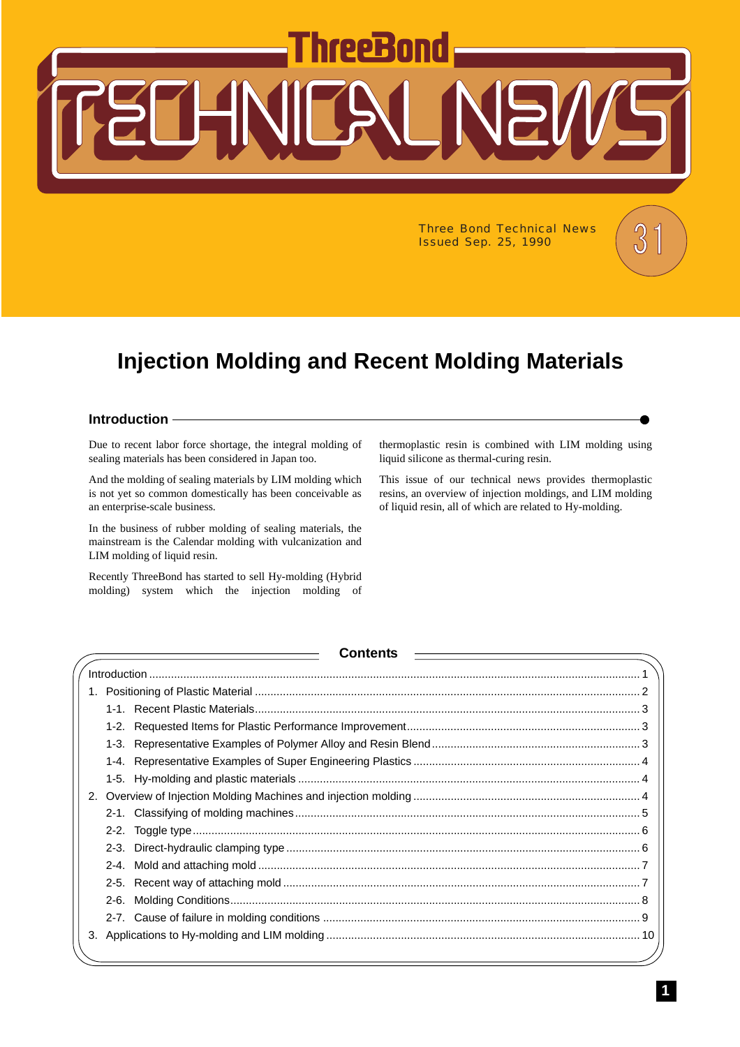# ThreeBond TECHNICAL NEWS

Three Bond Technical News
Issued Sep. 25, 1990

31

# Injection Molding and Recent Molding Materials

## Introduction

Due to recent labor force shortage, the integral molding of sealing materials has been considered in Japan too.

And the molding of sealing materials by LIM molding which is not yet so common domestically has been conceivable as an enterprise-scale business.

In the business of rubber molding of sealing materials, the mainstream is the Calendar molding with vulcanization and LIM molding of liquid resin.

Recently ThreeBond has started to sell Hy-molding (Hybrid molding) system which the injection molding of thermoplastic resin is combined with LIM molding using liquid silicone as thermal-curing resin.

This issue of our technical news provides thermoplastic resins, an overview of injection moldings, and LIM molding of liquid resin, all of which are related to Hy-molding.

## Contents

- Introduction ........ 1
- 1. Positioning of Plastic Material ........ 2
  - 1-1. Recent Plastic Materials ........ 3
  - 1-2. Requested Items for Plastic Performance Improvement ........ 3
  - 1-3. Representative Examples of Polymer Alloy and Resin Blend ........ 3
  - 1-4. Representative Examples of Super Engineering Plastics ........ 4
  - 1-5. Hy-molding and plastic materials ........ 4
- 2. Overview of Injection Molding Machines and injection molding ........ 4
  - 2-1. Classifying of molding machines ........ 5
  - 2-2. Toggle type ........ 6
  - 2-3. Direct-hydraulic clamping type ........ 6
  - 2-4. Mold and attaching mold ........ 7
  - 2-5. Recent way of attaching mold ........ 7
  - 2-6. Molding Conditions ........ 8
  - 2-7. Cause of failure in molding conditions ........ 9
- 3. Applications to Hy-molding and LIM molding ........ 10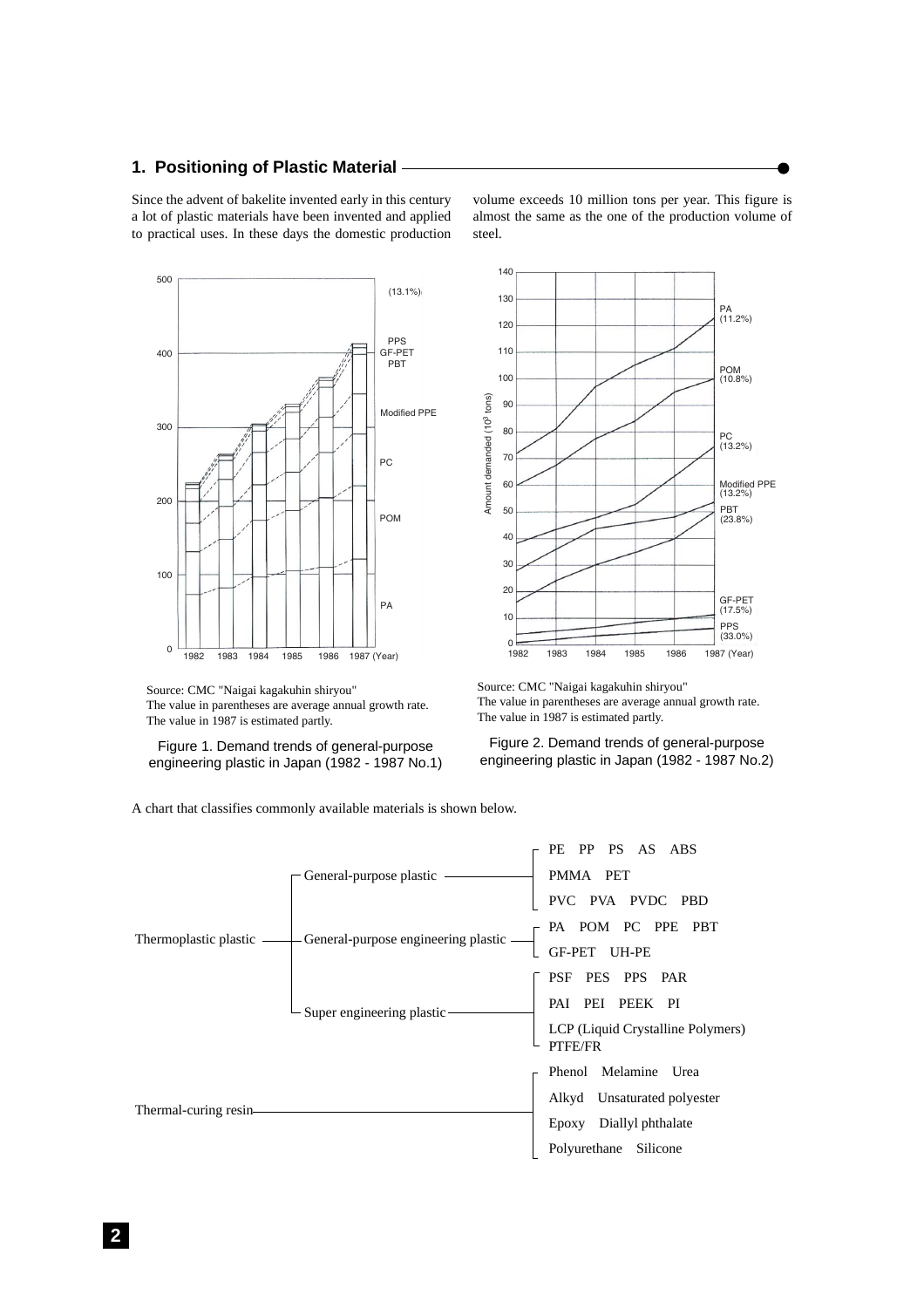## 1. Positioning of Plastic Material

Since the advent of bakelite invented early in this century a lot of plastic materials have been invented and applied to practical uses. In these days the domestic production volume exceeds 10 million tons per year. This figure is almost the same as the one of the production volume of steel.

Source: CMC "Naigai kagakuhin shiryou"
The value in parentheses are average annual growth rate.
The value in 1987 is estimated partly.

Figure 1. Demand trends of general-purpose engineering plastic in Japan (1982 - 1987 No.1)

Source: CMC "Naigai kagakuhin shiryou"
The value in parentheses are average annual growth rate.
The value in 1987 is estimated partly.

Figure 2. Demand trends of general-purpose engineering plastic in Japan (1982 - 1987 No.2)

A chart that classifies commonly available materials is shown below.

- Thermoplastic plastic
  - General-purpose plastic
    - PE PP PS AS ABS
    - PMMA PET
    - PVC PVA PVDC PBD
  - General-purpose engineering plastic
    - PA POM PC PPE PBT
    - GF-PET UH-PE
  - Super engineering plastic
    - PSF PES PPS PAR
    - PAI PEI PEEK PI
    - LCP (Liquid Crystalline Polymers) PTFE/FR
- Thermal-curing resin
  - Phenol Melamine Urea
  - Alkyd Unsaturated polyester
  - Epoxy Diallyl phthalate
  - Polyurethane Silicone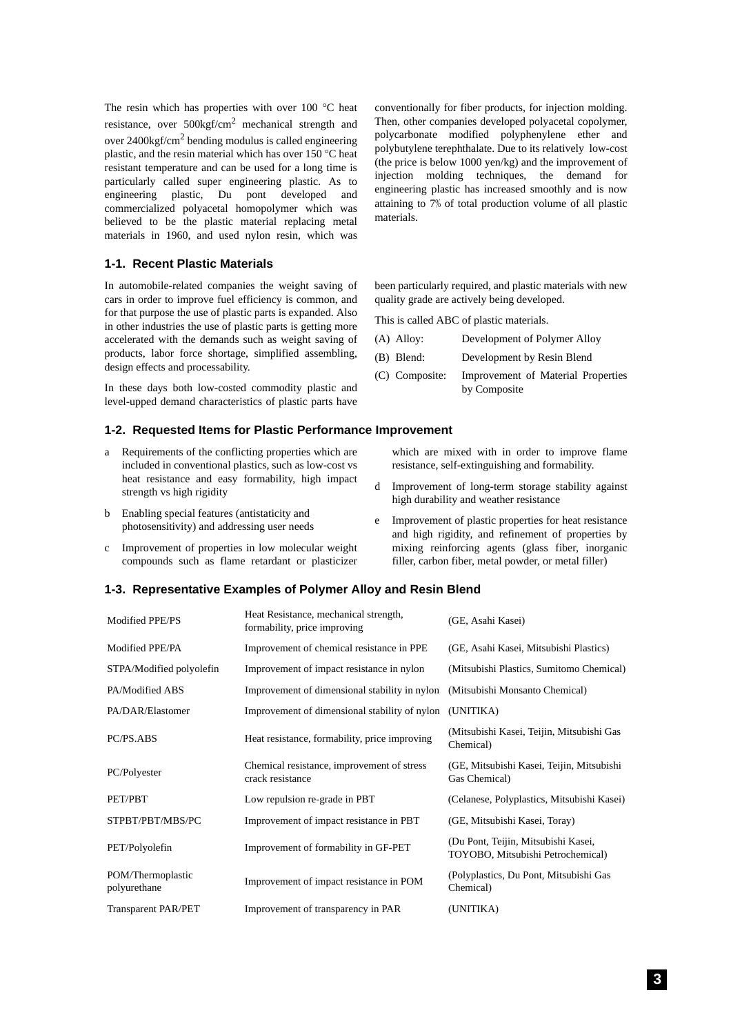The resin which has properties with over 100 °C heat resistance, over 500kgf/cm$^2$ mechanical strength and over 2400kgf/cm$^2$ bending modulus is called engineering plastic, and the resin material which has over 150 °C heat resistant temperature and can be used for a long time is particularly called super engineering plastic. As to engineering plastic, Du pont developed and commercialized polyacetal homopolymer which was believed to be the plastic material replacing metal materials in 1960, and used nylon resin, which was conventionally for fiber products, for injection molding. Then, other companies developed polyacetal copolymer, polycarbonate modified polyphenylene ether and polybutylene terephthalate. Due to its relatively low-cost (the price is below 1000 yen/kg) and the improvement of injection molding techniques, the demand for engineering plastic has increased smoothly and is now attaining to 7% of total production volume of all plastic materials.

## 1-1. Recent Plastic Materials

In automobile-related companies the weight saving of cars in order to improve fuel efficiency is common, and for that purpose the use of plastic parts is expanded. Also in other industries the use of plastic parts is getting more accelerated with the demands such as weight saving of products, labor force shortage, simplified assembling, design effects and processability.

In these days both low-costed commodity plastic and level-upped demand characteristics of plastic parts have been particularly required, and plastic materials with new quality grade are actively being developed.

This is called ABC of plastic materials.

- (A) Alloy: Development of Polymer Alloy
- (B) Blend: Development by Resin Blend
- (C) Composite: Improvement of Material Properties by Composite

## 1-2. Requested Items for Plastic Performance Improvement

- a Requirements of the conflicting properties which are included in conventional plastics, such as low-cost vs heat resistance and easy formability, high impact strength vs high rigidity
- b Enabling special features (antistaticity and photosensitivity) and addressing user needs
- c Improvement of properties in low molecular weight compounds such as flame retardant or plasticizer which are mixed with in order to improve flame resistance, self-extinguishing and formability.
- d Improvement of long-term storage stability against high durability and weather resistance
- e Improvement of plastic properties for heat resistance and high rigidity, and refinement of properties by mixing reinforcing agents (glass fiber, inorganic filler, carbon fiber, metal powder, or metal filler)

## 1-3. Representative Examples of Polymer Alloy and Resin Blend

| | | |
|---|---|---|
| Modified PPE/PS | Heat Resistance, mechanical strength, formability, price improving | (GE, Asahi Kasei) |
| Modified PPE/PA | Improvement of chemical resistance in PPE | (GE, Asahi Kasei, Mitsubishi Plastics) |
| STPA/Modified polyolefin | Improvement of impact resistance in nylon | (Mitsubishi Plastics, Sumitomo Chemical) |
| PA/Modified ABS | Improvement of dimensional stability in nylon | (Mitsubishi Monsanto Chemical) |
| PA/DAR/Elastomer | Improvement of dimensional stability of nylon | (UNITIKA) |
| PC/PS.ABS | Heat resistance, formability, price improving | (Mitsubishi Kasei, Teijin, Mitsubishi Gas Chemical) |
| PC/Polyester | Chemical resistance, improvement of stress crack resistance | (GE, Mitsubishi Kasei, Teijin, Mitsubishi Gas Chemical) |
| PET/PBT | Low repulsion re-grade in PBT | (Celanese, Polyplastics, Mitsubishi Kasei) |
| STPBT/PBT/MBS/PC | Improvement of impact resistance in PBT | (GE, Mitsubishi Kasei, Toray) |
| PET/Polyolefin | Improvement of formability in GF-PET | (Du Pont, Teijin, Mitsubishi Kasei, TOYOBO, Mitsubishi Petrochemical) |
| POM/Thermoplastic polyurethane | Improvement of impact resistance in POM | (Polyplastics, Du Pont, Mitsubishi Gas Chemical) |
| Transparent PAR/PET | Improvement of transparency in PAR | (UNITIKA) |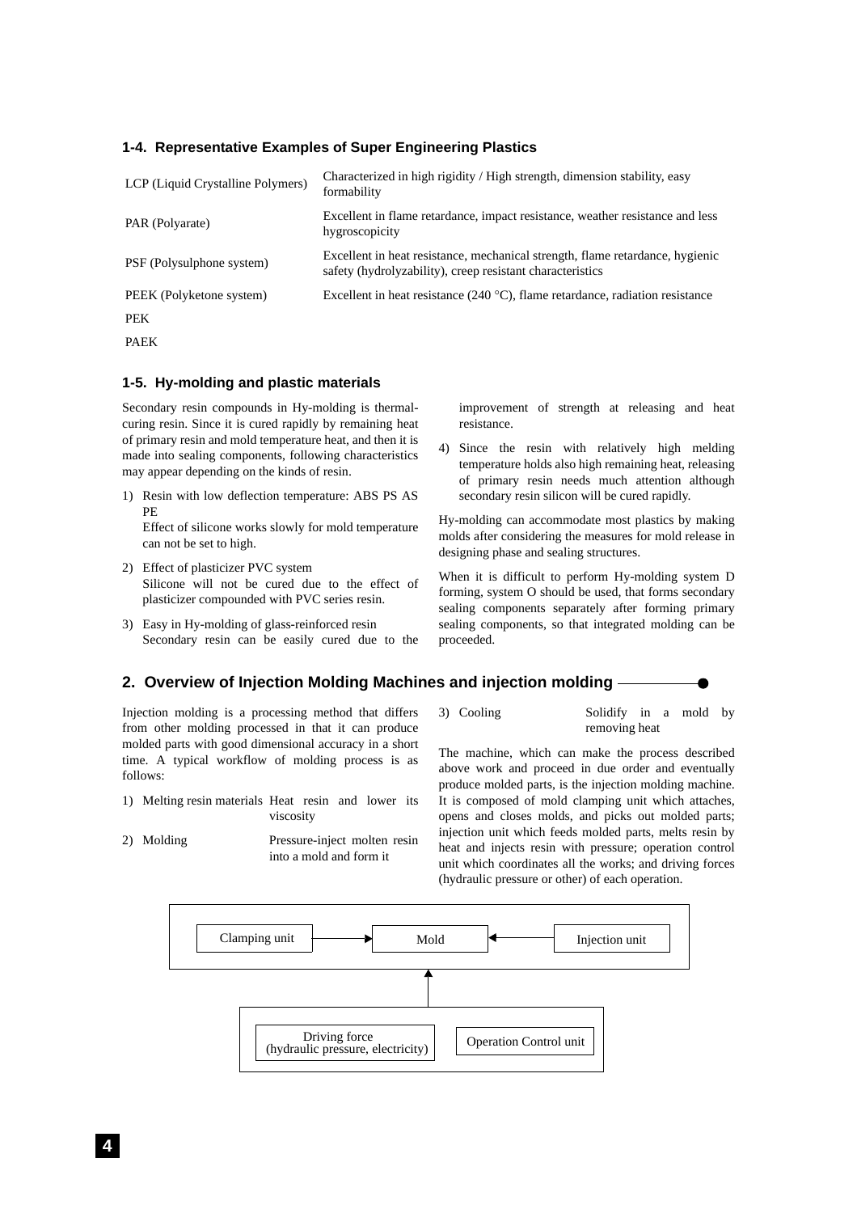### 1-4. Representative Examples of Super Engineering Plastics

| | |
|---|---|
| LCP (Liquid Crystalline Polymers) | Characterized in high rigidity / High strength, dimension stability, easy formability |
| PAR (Polyarate) | Excellent in flame retardance, impact resistance, weather resistance and less hygroscopicity |
| PSF (Polysulphone system) | Excellent in heat resistance, mechanical strength, flame retardance, hygienic safety (hydrolyzability), creep resistant characteristics |
| PEEK (Polyketone system) | Excellent in heat resistance (240 °C), flame retardance, radiation resistance |
| PEK | |
| PAEK | |

### 1-5. Hy-molding and plastic materials

Secondary resin compounds in Hy-molding is thermal-curing resin. Since it is cured rapidly by remaining heat of primary resin and mold temperature heat, and then it is made into sealing components, following characteristics may appear depending on the kinds of resin.

1) Resin with low deflection temperature: ABS PS AS PE
   Effect of silicone works slowly for mold temperature can not be set to high.
2) Effect of plasticizer PVC system
   Silicone will not be cured due to the effect of plasticizer compounded with PVC series resin.
3) Easy in Hy-molding of glass-reinforced resin
   Secondary resin can be easily cured due to the improvement of strength at releasing and heat resistance.
4) Since the resin with relatively high melding temperature holds also high remaining heat, releasing of primary resin needs much attention although secondary resin silicon will be cured rapidly.

Hy-molding can accommodate most plastics by making molds after considering the measures for mold release in designing phase and sealing structures.

When it is difficult to perform Hy-molding system D forming, system O should be used, that forms secondary sealing components separately after forming primary sealing components, so that integrated molding can be proceeded.

## 2. Overview of Injection Molding Machines and injection molding

Injection molding is a processing method that differs from other molding processed in that it can produce molded parts with good dimensional accuracy in a short time. A typical workflow of molding process is as follows:

1) Melting resin materials — Heat resin and lower its viscosity
2) Molding — Pressure-inject molten resin into a mold and form it
3) Cooling — Solidify in a mold by removing heat

The machine, which can make the process described above work and proceed in due order and eventually produce molded parts, is the injection molding machine. It is composed of mold clamping unit which attaches, opens and closes molds, and picks out molded parts; injection unit which feeds molded parts, melts resin by heat and injects resin with pressure; operation control unit which coordinates all the works; and driving forces (hydraulic pressure or other) of each operation.

Clamping unit → Mold ← Injection unit

↑

Driving force (hydraulic pressure, electricity) | Operation Control unit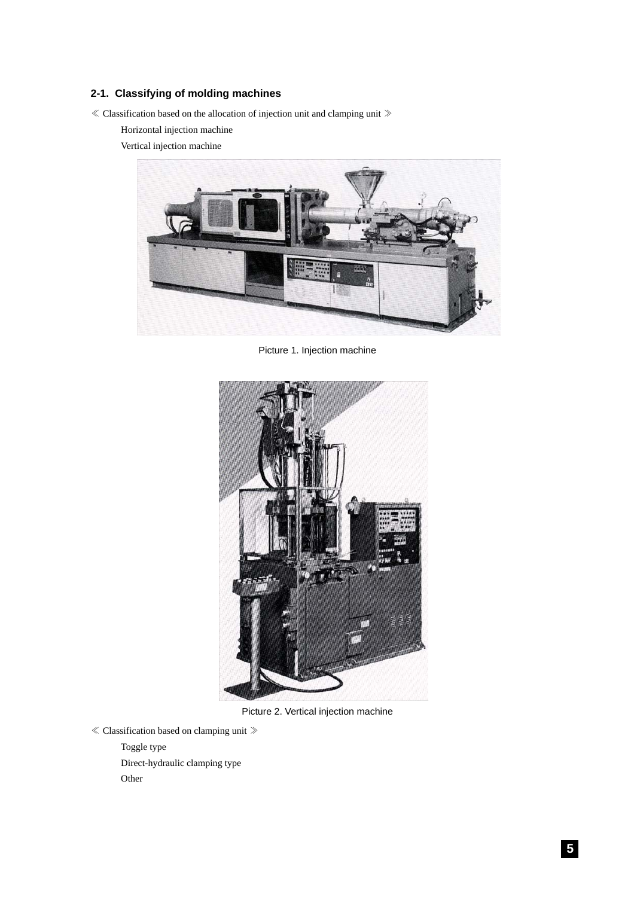## 2-1. Classifying of molding machines

≪ Classification based on the allocation of injection unit and clamping unit ≫

- Horizontal injection machine
- Vertical injection machine

Picture 1. Injection machine

Picture 2. Vertical injection machine

≪ Classification based on clamping unit ≫

- Toggle type
- Direct-hydraulic clamping type
- Other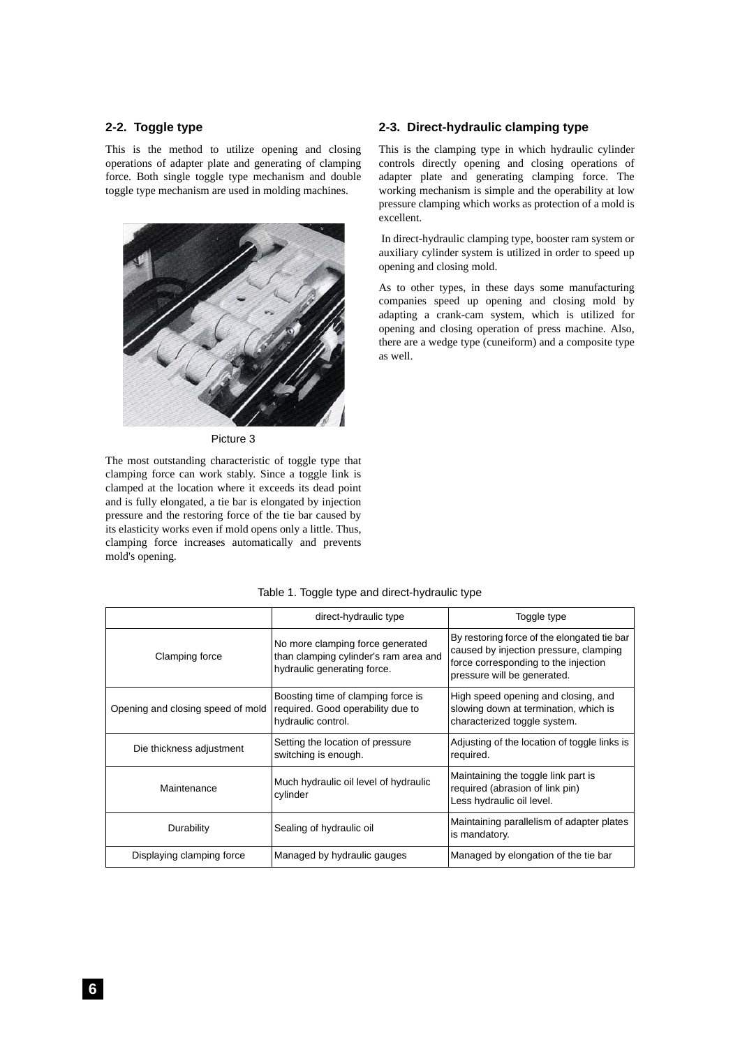## 2-2. Toggle type

This is the method to utilize opening and closing operations of adapter plate and generating of clamping force. Both single toggle type mechanism and double toggle type mechanism are used in molding machines.

Picture 3

The most outstanding characteristic of toggle type that clamping force can work stably. Since a toggle link is clamped at the location where it exceeds its dead point and is fully elongated, a tie bar is elongated by injection pressure and the restoring force of the tie bar caused by its elasticity works even if mold opens only a little. Thus, clamping force increases automatically and prevents mold's opening.

## 2-3. Direct-hydraulic clamping type

This is the clamping type in which hydraulic cylinder controls directly opening and closing operations of adapter plate and generating clamping force. The working mechanism is simple and the operability at low pressure clamping which works as protection of a mold is excellent.

In direct-hydraulic clamping type, booster ram system or auxiliary cylinder system is utilized in order to speed up opening and closing mold.

As to other types, in these days some manufacturing companies speed up opening and closing mold by adapting a crank-cam system, which is utilized for opening and closing operation of press machine. Also, there are a wedge type (cuneiform) and a composite type as well.

Table 1. Toggle type and direct-hydraulic type

| | direct-hydraulic type | Toggle type |
|---|---|---|
| Clamping force | No more clamping force generated than clamping cylinder's ram area and hydraulic generating force. | By restoring force of the elongated tie bar caused by injection pressure, clamping force corresponding to the injection pressure will be generated. |
| Opening and closing speed of mold | Boosting time of clamping force is required. Good operability due to hydraulic control. | High speed opening and closing, and slowing down at termination, which is characterized toggle system. |
| Die thickness adjustment | Setting the location of pressure switching is enough. | Adjusting of the location of toggle links is required. |
| Maintenance | Much hydraulic oil level of hydraulic cylinder | Maintaining the toggle link part is required (abrasion of link pin) Less hydraulic oil level. |
| Durability | Sealing of hydraulic oil | Maintaining parallelism of adapter plates is mandatory. |
| Displaying clamping force | Managed by hydraulic gauges | Managed by elongation of the tie bar |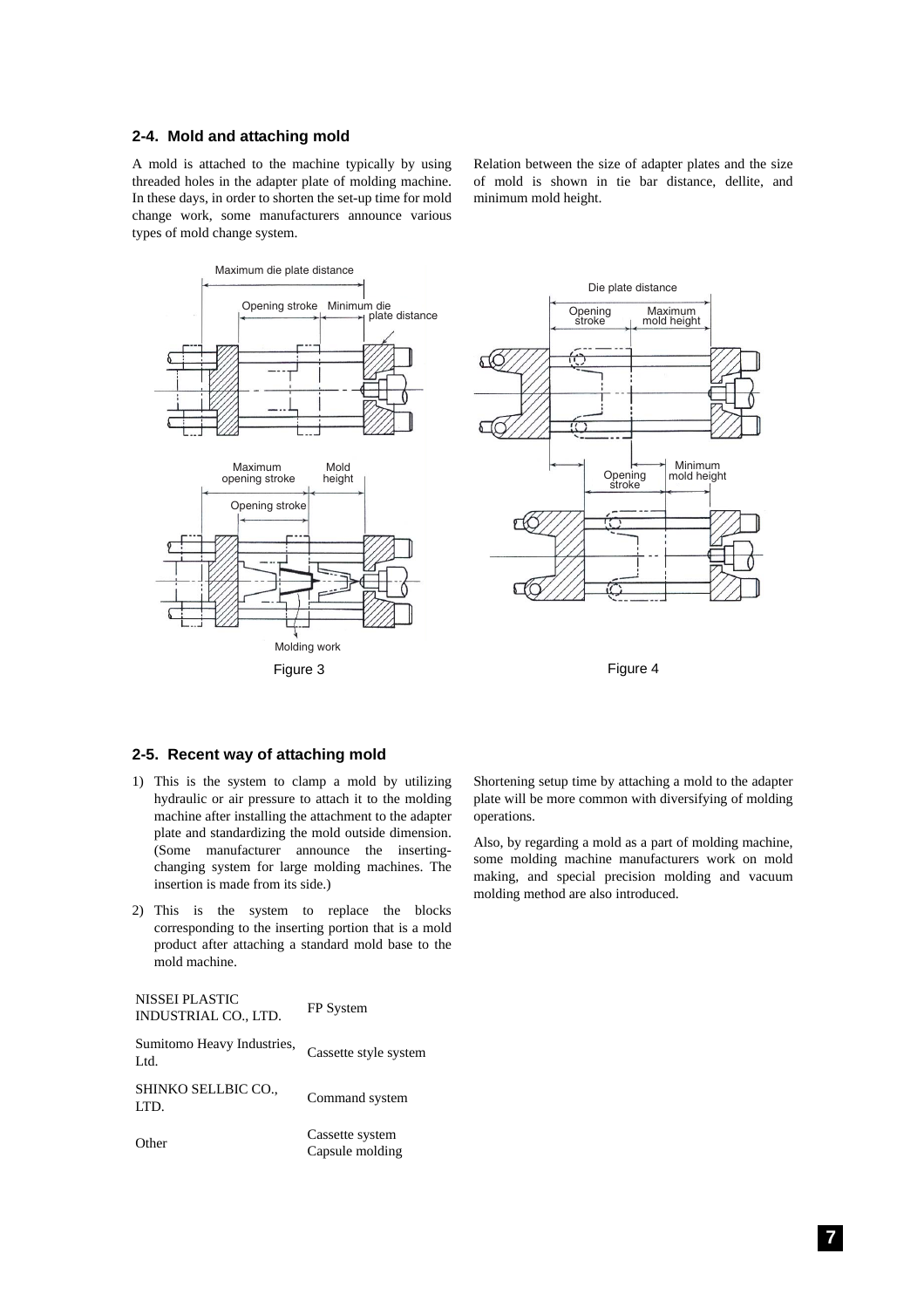## 2-4. Mold and attaching mold

A mold is attached to the machine typically by using threaded holes in the adapter plate of molding machine. In these days, in order to shorten the set-up time for mold change work, some manufacturers announce various types of mold change system.

Relation between the size of adapter plates and the size of mold is shown in tie bar distance, dellite, and minimum mold height.

Figure 3

Figure 4

## 2-5. Recent way of attaching mold

1) This is the system to clamp a mold by utilizing hydraulic or air pressure to attach it to the molding machine after installing the attachment to the adapter plate and standardizing the mold outside dimension. (Some manufacturer announce the inserting-changing system for large molding machines. The insertion is made from its side.)

2) This is the system to replace the blocks corresponding to the inserting portion that is a mold product after attaching a standard mold base to the mold machine.

| | |
|---|---|
| NISSEI PLASTIC INDUSTRIAL CO., LTD. | FP System |
| Sumitomo Heavy Industries, Ltd. | Cassette style system |
| SHINKO SELLBIC CO., LTD. | Command system |
| Other | Cassette system<br>Capsule molding |

Shortening setup time by attaching a mold to the adapter plate will be more common with diversifying of molding operations.

Also, by regarding a mold as a part of molding machine, some molding machine manufacturers work on mold making, and special precision molding and vacuum molding method are also introduced.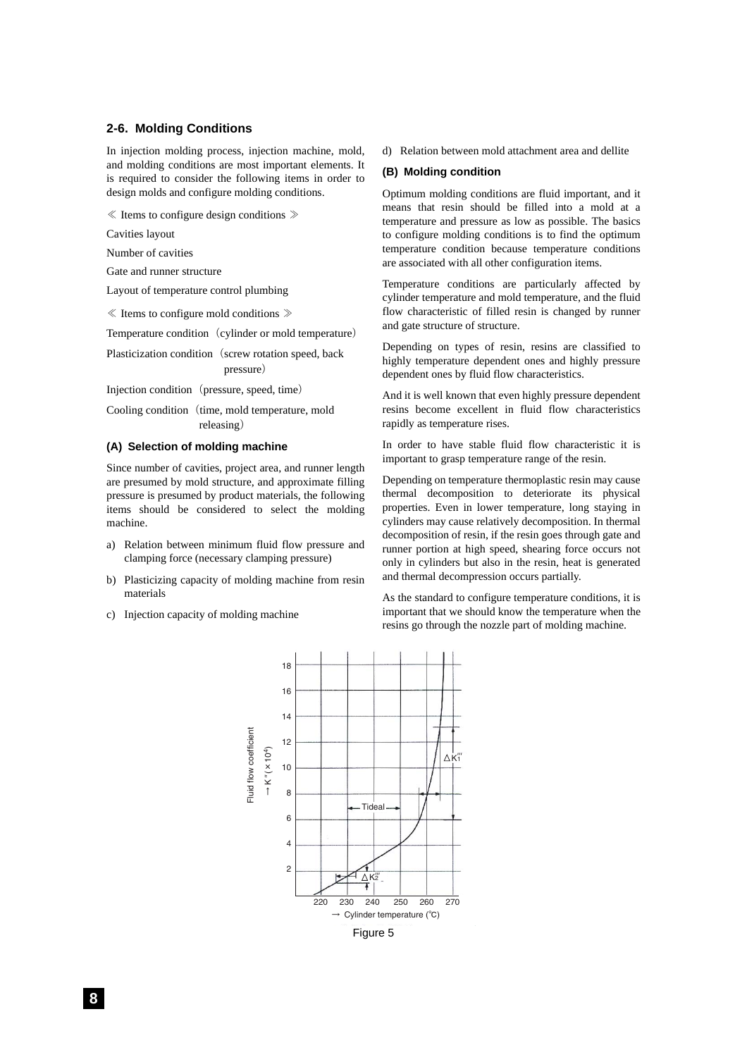## 2-6. Molding Conditions

In injection molding process, injection machine, mold, and molding conditions are most important elements. It is required to consider the following items in order to design molds and configure molding conditions.

≪ Items to configure design conditions ≫

Cavities layout

Number of cavities

Gate and runner structure

Layout of temperature control plumbing

≪ Items to configure mold conditions ≫

Temperature condition（cylinder or mold temperature）

Plasticization condition（screw rotation speed, back pressure）

Injection condition（pressure, speed, time）

Cooling condition（time, mold temperature, mold releasing）

### (A) Selection of molding machine

Since number of cavities, project area, and runner length are presumed by mold structure, and approximate filling pressure is presumed by product materials, the following items should be considered to select the molding machine.

a) Relation between minimum fluid flow pressure and clamping force (necessary clamping pressure)

b) Plasticizing capacity of molding machine from resin materials

c) Injection capacity of molding machine

d) Relation between mold attachment area and dellite

### (B) Molding condition

Optimum molding conditions are fluid important, and it means that resin should be filled into a mold at a temperature and pressure as low as possible. The basics to configure molding conditions is to find the optimum temperature condition because temperature conditions are associated with all other configuration items.

Temperature conditions are particularly affected by cylinder temperature and mold temperature, and the fluid flow characteristic of filled resin is changed by runner and gate structure of structure.

Depending on types of resin, resins are classified to highly temperature dependent ones and highly pressure dependent ones by fluid flow characteristics.

And it is well known that even highly pressure dependent resins become excellent in fluid flow characteristics rapidly as temperature rises.

In order to have stable fluid flow characteristic it is important to grasp temperature range of the resin.

Depending on temperature thermoplastic resin may cause thermal decomposition to deteriorate its physical properties. Even in lower temperature, long staying in cylinders may cause relatively decomposition. In thermal decomposition of resin, if the resin goes through gate and runner portion at high speed, shearing force occurs not only in cylinders but also in the resin, heat is generated and thermal decompression occurs partially.

As the standard to configure temperature conditions, it is important that we should know the temperature when the resins go through the nozzle part of molding machine.

Figure 5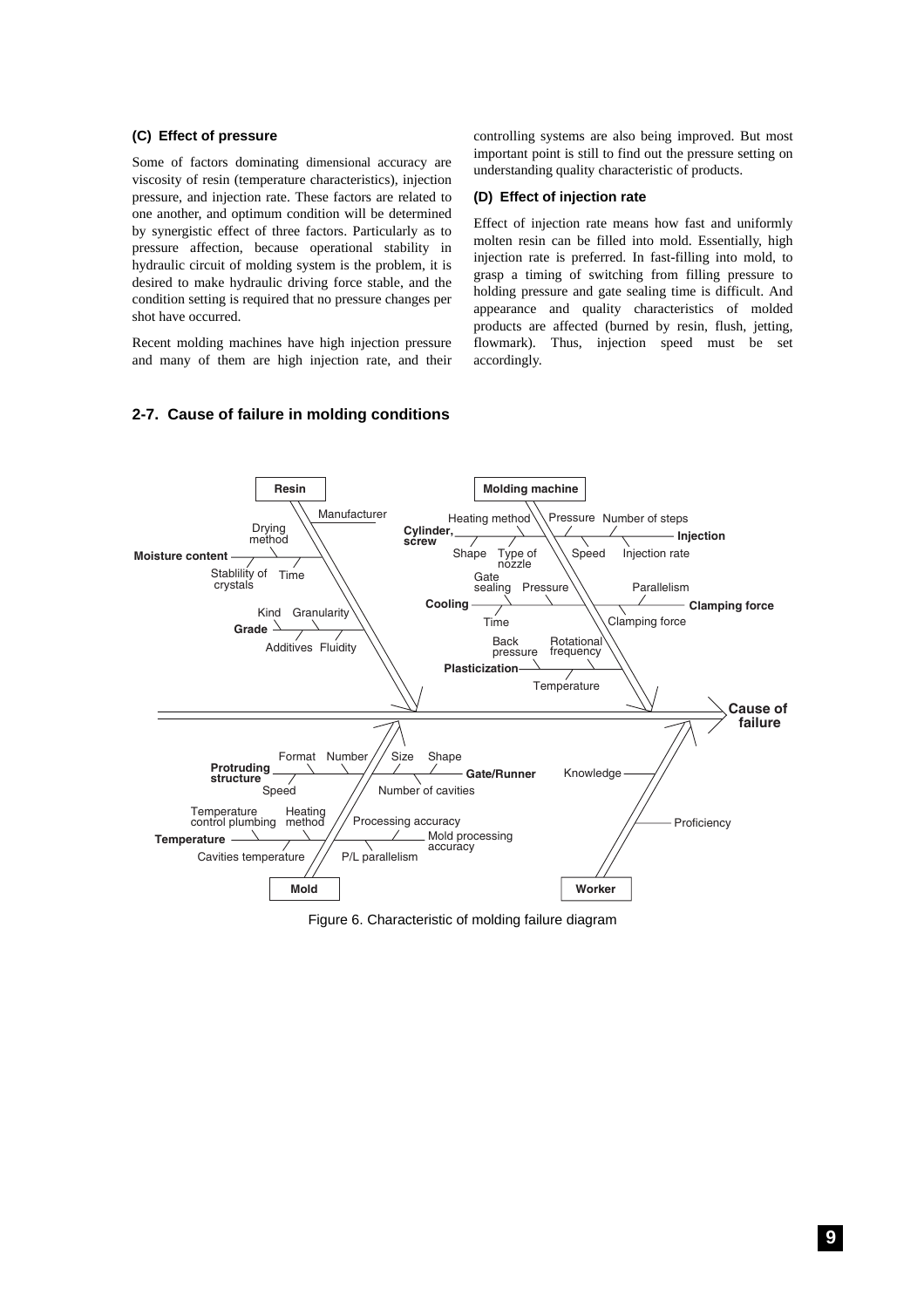### (C) Effect of pressure

Some of factors dominating dimensional accuracy are viscosity of resin (temperature characteristics), injection pressure, and injection rate. These factors are related to one another, and optimum condition will be determined by synergistic effect of three factors. Particularly as to pressure affection, because operational stability in hydraulic circuit of molding system is the problem, it is desired to make hydraulic driving force stable, and the condition setting is required that no pressure changes per shot have occurred.

Recent molding machines have high injection pressure and many of them are high injection rate, and their controlling systems are also being improved. But most important point is still to find out the pressure setting on understanding quality characteristic of products.

### (D) Effect of injection rate

Effect of injection rate means how fast and uniformly molten resin can be filled into mold. Essentially, high injection rate is preferred. In fast-filling into mold, to grasp a timing of switching from filling pressure to holding pressure and gate sealing time is difficult. And appearance and quality characteristics of molded products are affected (burned by resin, flush, jetting, flowmark). Thus, injection speed must be set accordingly.

## 2-7. Cause of failure in molding conditions

Resin — Manufacturer; Moisture content (Drying method, Stablility of crystals, Time); Grade (Kind, Granularity, Additives, Fluidity)

Molding machine — Cylinder, screw (Heating method, Shape, Type of nozzle); Injection (Pressure, Number of steps, Speed, Injection rate); Cooling (Gate sealing, Pressure, Time); Clamping force (Parallelism, Clamping force); Plasticization (Back pressure, Rotational frequency, Temperature)

Mold — Protruding structure (Format, Number, Speed); Gate/Runner (Size, Shape, Number of cavities); Temperature (Temperature control plumbing, Heating method, Cavities temperature); Processing accuracy; Mold processing accuracy; P/L parallelism

Worker — Knowledge; Proficiency

Cause of failure

Figure 6. Characteristic of molding failure diagram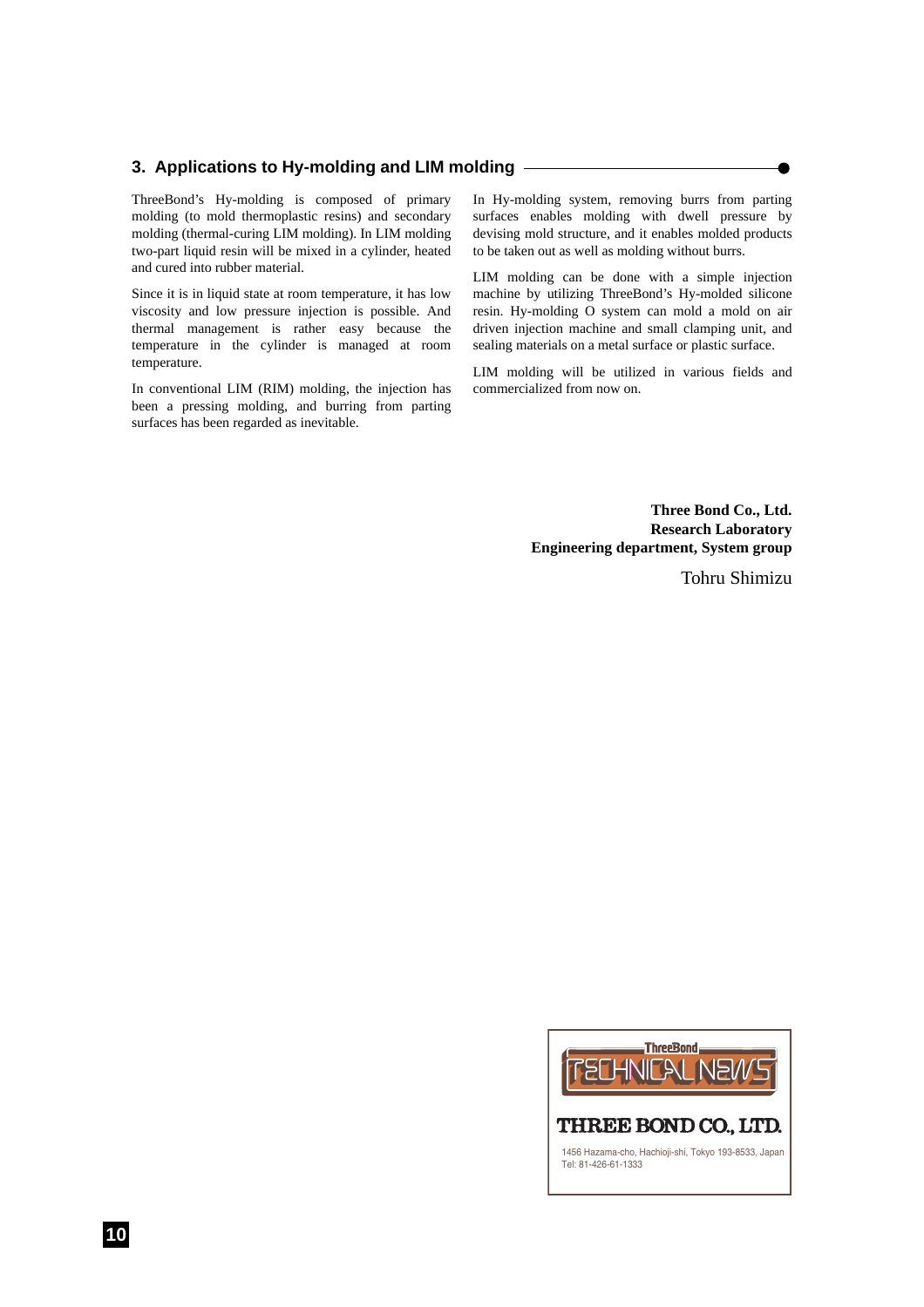## 3. Applications to Hy-molding and LIM molding

ThreeBond's Hy-molding is composed of primary molding (to mold thermoplastic resins) and secondary molding (thermal-curing LIM molding). In LIM molding two-part liquid resin will be mixed in a cylinder, heated and cured into rubber material.

Since it is in liquid state at room temperature, it has low viscosity and low pressure injection is possible. And thermal management is rather easy because the temperature in the cylinder is managed at room temperature.

In conventional LIM (RIM) molding, the injection has been a pressing molding, and burring from parting surfaces has been regarded as inevitable.

In Hy-molding system, removing burrs from parting surfaces enables molding with dwell pressure by devising mold structure, and it enables molded products to be taken out as well as molding without burrs.

LIM molding can be done with a simple injection machine by utilizing ThreeBond's Hy-molded silicone resin. Hy-molding O system can mold a mold on air driven injection machine and small clamping unit, and sealing materials on a metal surface or plastic surface.

LIM molding will be utilized in various fields and commercialized from now on.

**Three Bond Co., Ltd.**
**Research Laboratory**
**Engineering department, System group**

Tohru Shimizu

ThreeBond
TECHNICAL NEWS

THREE BOND CO., LTD.

1456 Hazama-cho, Hachioji-shi, Tokyo 193-8533, Japan
Tel: 81-426-61-1333